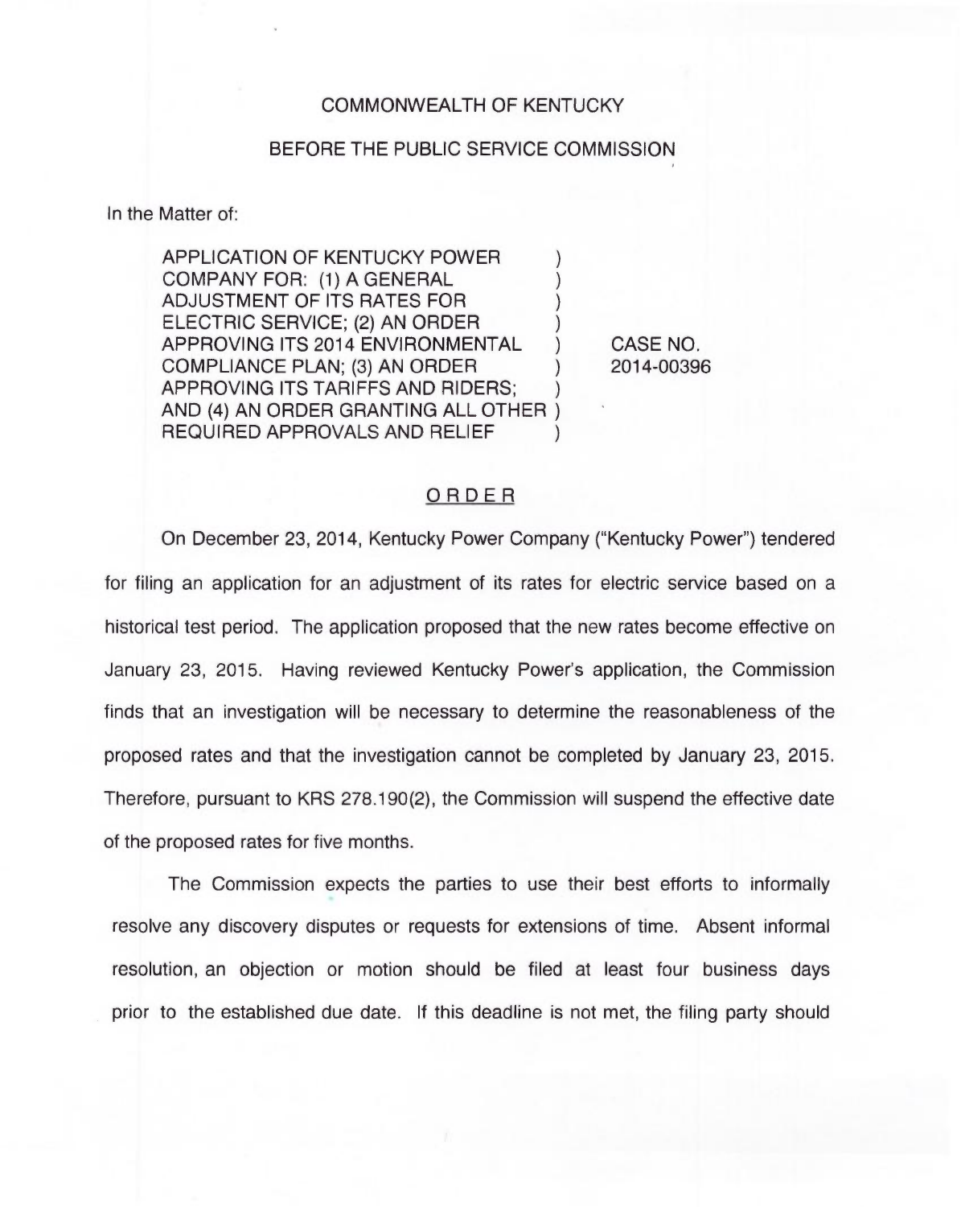COMMONWEALTH OF KENTUCKY

BEFORE THE PUBLIC SERVICE COMMISSION

In the Matter of:

| | | |
|---|---|---|
| APPLICATION OF KENTUCKY POWER COMPANY FOR: (1) A GENERAL ADJUSTMENT OF ITS RATES FOR ELECTRIC SERVICE; (2) AN ORDER APPROVING ITS 2014 ENVIRONMENTAL COMPLIANCE PLAN; (3) AN ORDER APPROVING ITS TARIFFS AND RIDERS; AND (4) AN ORDER GRANTING ALL OTHER REQUIRED APPROVALS AND RELIEF | ) | CASE NO. 2014-00396 |

## ORDER

On December 23, 2014, Kentucky Power Company ("Kentucky Power") tendered for filing an application for an adjustment of its rates for electric service based on a historical test period. The application proposed that the new rates become effective on January 23, 2015. Having reviewed Kentucky Power's application, the Commission finds that an investigation will be necessary to determine the reasonableness of the proposed rates and that the investigation cannot be completed by January 23, 2015. Therefore, pursuant to KRS 278.190(2), the Commission will suspend the effective date of the proposed rates for five months.

The Commission expects the parties to use their best efforts to informally resolve any discovery disputes or requests for extensions of time. Absent informal resolution, an objection or motion should be filed at least four business days prior to the established due date. If this deadline is not met, the filing party should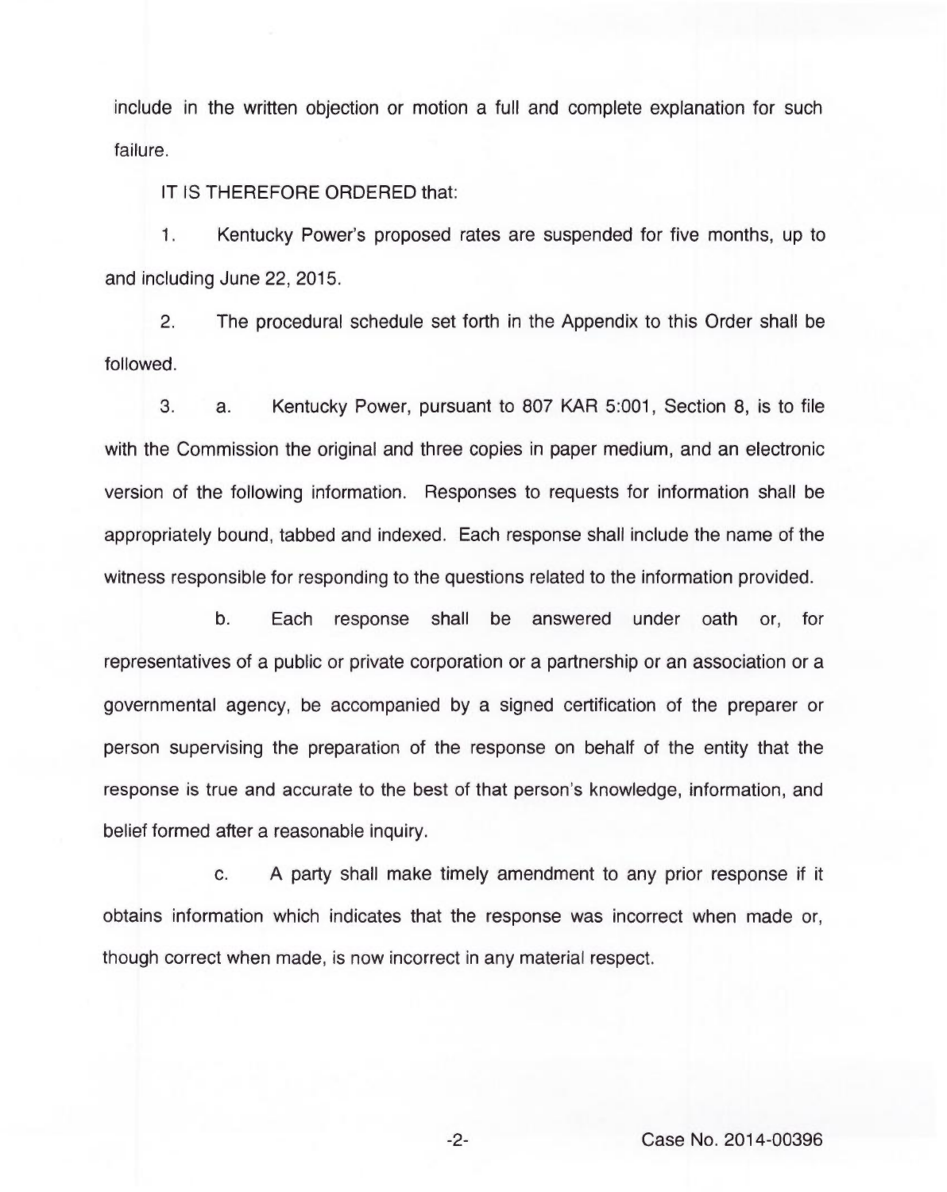include in the written objection or motion a full and complete explanation for such failure.

IT IS THEREFORE ORDERED that:

1. Kentucky Power's proposed rates are suspended for five months, up to and including June 22, 2015.

2. The procedural schedule set forth in the Appendix to this Order shall be followed.

3. a. Kentucky Power, pursuant to 807 KAR 5:001, Section 8, is to file with the Commission the original and three copies in paper medium, and an electronic version of the following information. Responses to requests for information shall be appropriately bound, tabbed and indexed. Each response shall include the name of the witness responsible for responding to the questions related to the information provided.

b. Each response shall be answered under oath or, for representatives of a public or private corporation or a partnership or an association or a governmental agency, be accompanied by a signed certification of the preparer or person supervising the preparation of the response on behalf of the entity that the response is true and accurate to the best of that person's knowledge, information, and belief formed after a reasonable inquiry.

c. A party shall make timely amendment to any prior response if it obtains information which indicates that the response was incorrect when made or, though correct when made, is now incorrect in any material respect.

Case No. 2014-00396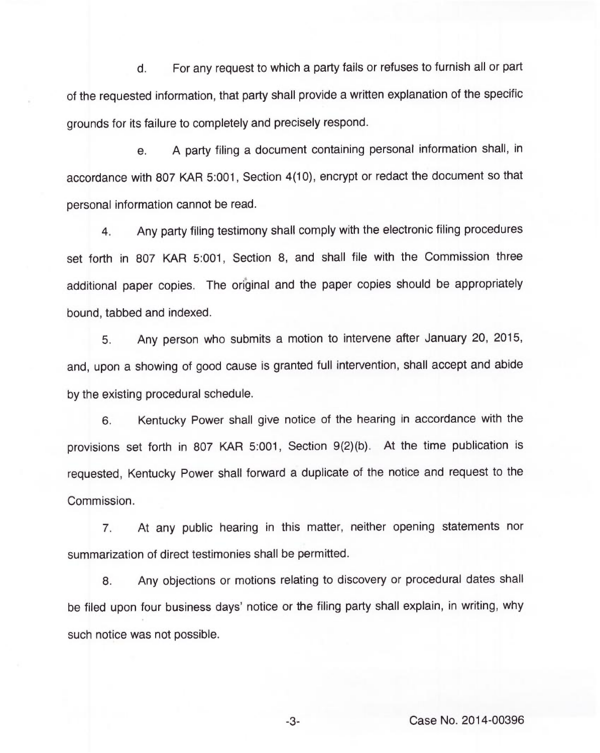d. For any request to which a party fails or refuses to furnish all or part of the requested information, that party shall provide a written explanation of the specific grounds for its failure to completely and precisely respond.

e. A party filing a document containing personal information shall, in accordance with 807 KAR 5:001, Section 4(10), encrypt or redact the document so that personal information cannot be read.

4. Any party filing testimony shall comply with the electronic filing procedures set forth in 807 KAR 5:001, Section 8, and shall file with the Commission three additional paper copies. The original and the paper copies should be appropriately bound, tabbed and indexed.

5. Any person who submits a motion to intervene after January 20, 2015, and, upon a showing of good cause is granted full intervention, shall accept and abide by the existing procedural schedule.

6. Kentucky Power shall give notice of the hearing in accordance with the provisions set forth in 807 KAR 5:001, Section 9(2)(b). At the time publication is requested, Kentucky Power shall forward a duplicate of the notice and request to the Commission.

7. At any public hearing in this matter, neither opening statements nor summarization of direct testimonies shall be permitted.

8. Any objections or motions relating to discovery or procedural dates shall be filed upon four business days' notice or the filing party shall explain, in writing, why such notice was not possible.

Case No. 2014-00396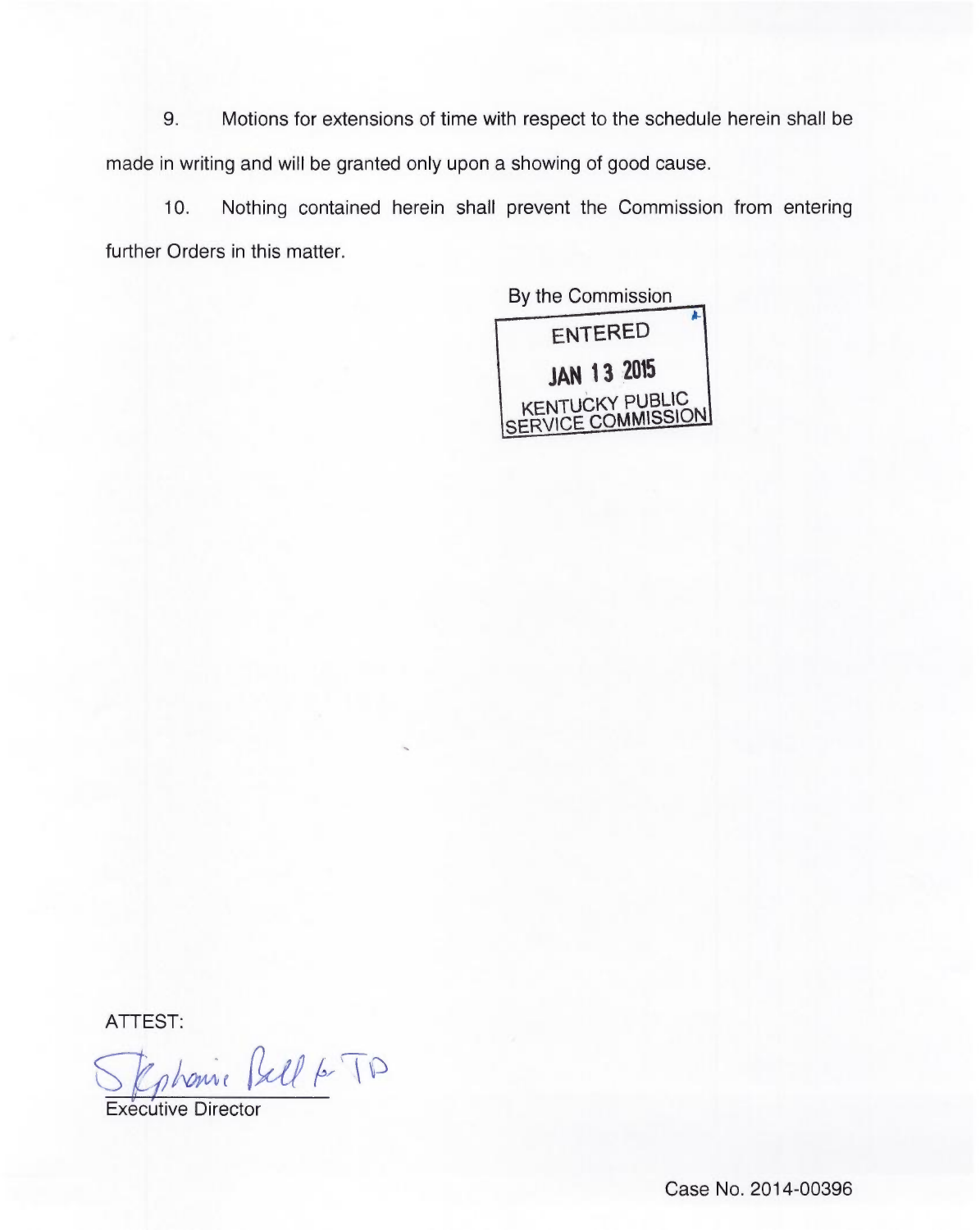9. Motions for extensions of time with respect to the schedule herein shall be made in writing and will be granted only upon a showing of good cause.

10. Nothing contained herein shall prevent the Commission from entering further Orders in this matter.

By the Commission

ENTERED

JAN 13 2015

KENTUCKY PUBLIC SERVICE COMMISSION

ATTEST:

Stephanie Bell for TP

Executive Director

Case No. 2014-00396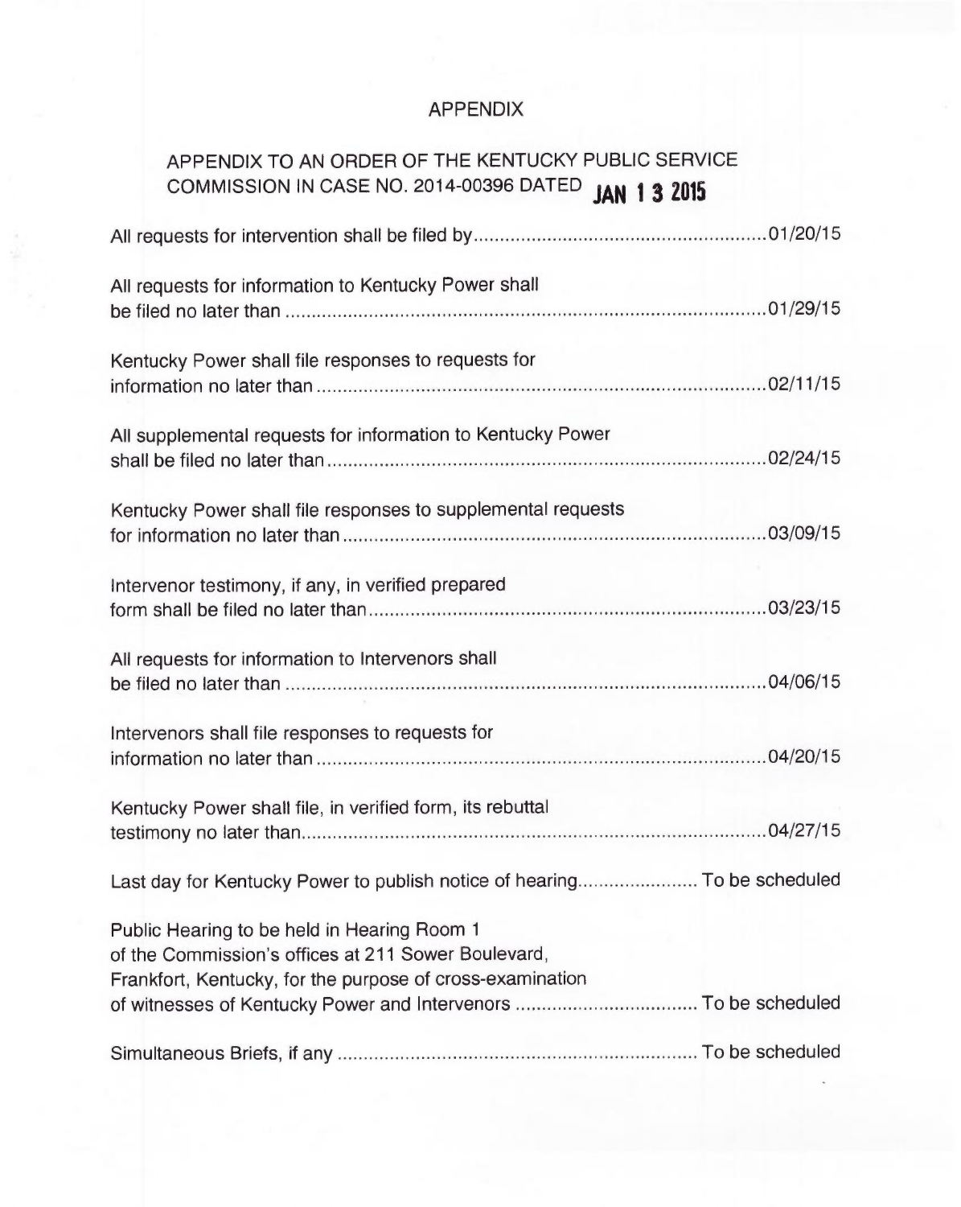# APPENDIX

## APPENDIX TO AN ORDER OF THE KENTUCKY PUBLIC SERVICE COMMISSION IN CASE NO. 2014-00396 DATED JAN 13 2015

| | |
|---|---|
| All requests for intervention shall be filed by | 01/20/15 |
| All requests for information to Kentucky Power shall be filed no later than | 01/29/15 |
| Kentucky Power shall file responses to requests for information no later than | 02/11/15 |
| All supplemental requests for information to Kentucky Power shall be filed no later than | 02/24/15 |
| Kentucky Power shall file responses to supplemental requests for information no later than | 03/09/15 |
| Intervenor testimony, if any, in verified prepared form shall be filed no later than | 03/23/15 |
| All requests for information to Intervenors shall be filed no later than | 04/06/15 |
| Intervenors shall file responses to requests for information no later than | 04/20/15 |
| Kentucky Power shall file, in verified form, its rebuttal testimony no later than | 04/27/15 |
| Last day for Kentucky Power to publish notice of hearing | To be scheduled |
| Public Hearing to be held in Hearing Room 1 of the Commission's offices at 211 Sower Boulevard, Frankfort, Kentucky, for the purpose of cross-examination of witnesses of Kentucky Power and Intervenors | To be scheduled |
| Simultaneous Briefs, if any | To be scheduled |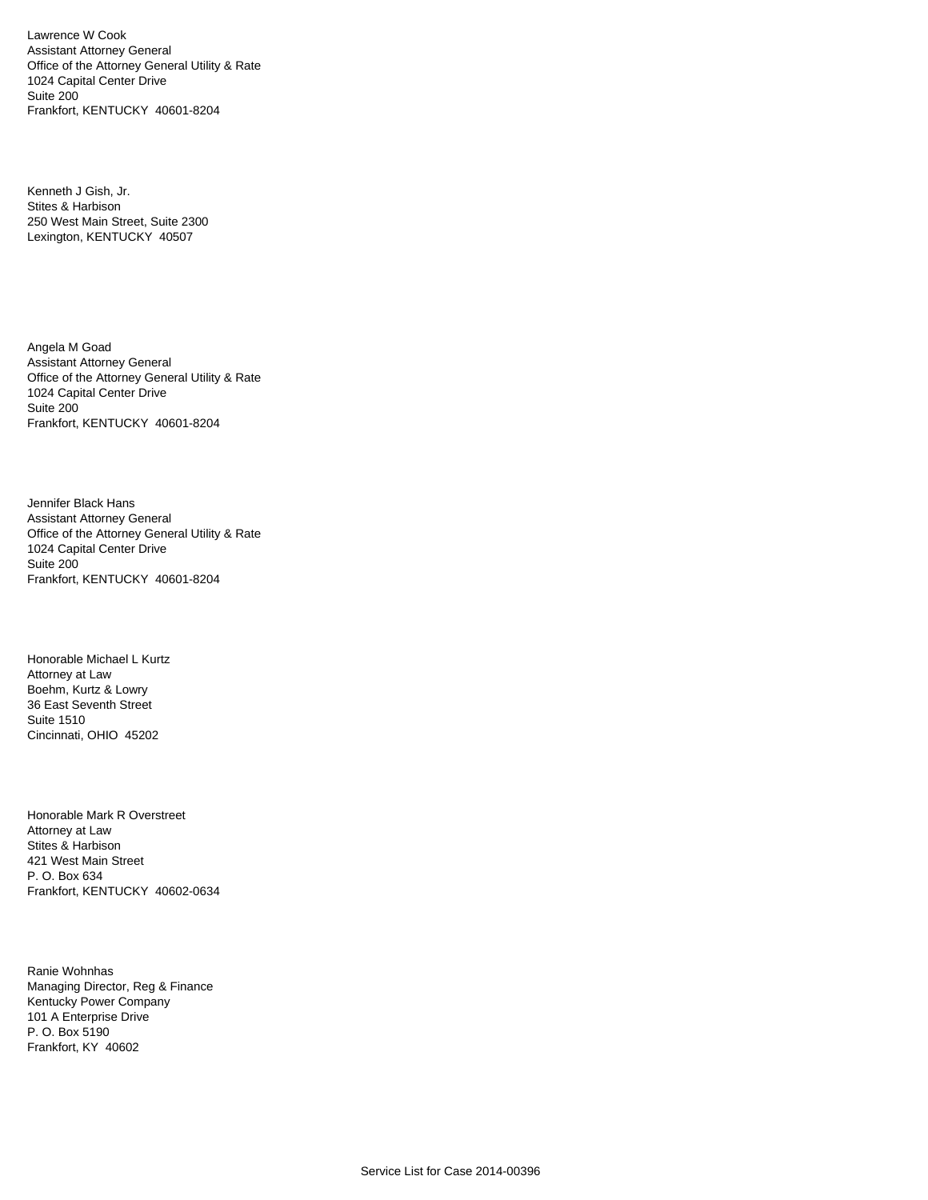Lawrence W Cook
Assistant Attorney General
Office of the Attorney General Utility & Rate
1024 Capital Center Drive
Suite 200
Frankfort, KENTUCKY 40601-8204

Kenneth J Gish, Jr.
Stites & Harbison
250 West Main Street, Suite 2300
Lexington, KENTUCKY 40507

Angela M Goad
Assistant Attorney General
Office of the Attorney General Utility & Rate
1024 Capital Center Drive
Suite 200
Frankfort, KENTUCKY 40601-8204

Jennifer Black Hans
Assistant Attorney General
Office of the Attorney General Utility & Rate
1024 Capital Center Drive
Suite 200
Frankfort, KENTUCKY 40601-8204

Honorable Michael L Kurtz
Attorney at Law
Boehm, Kurtz & Lowry
36 East Seventh Street
Suite 1510
Cincinnati, OHIO 45202

Honorable Mark R Overstreet
Attorney at Law
Stites & Harbison
421 West Main Street
P. O. Box 634
Frankfort, KENTUCKY 40602-0634

Ranie Wohnhas
Managing Director, Reg & Finance
Kentucky Power Company
101 A Enterprise Drive
P. O. Box 5190
Frankfort, KY 40602

Service List for Case 2014-00396